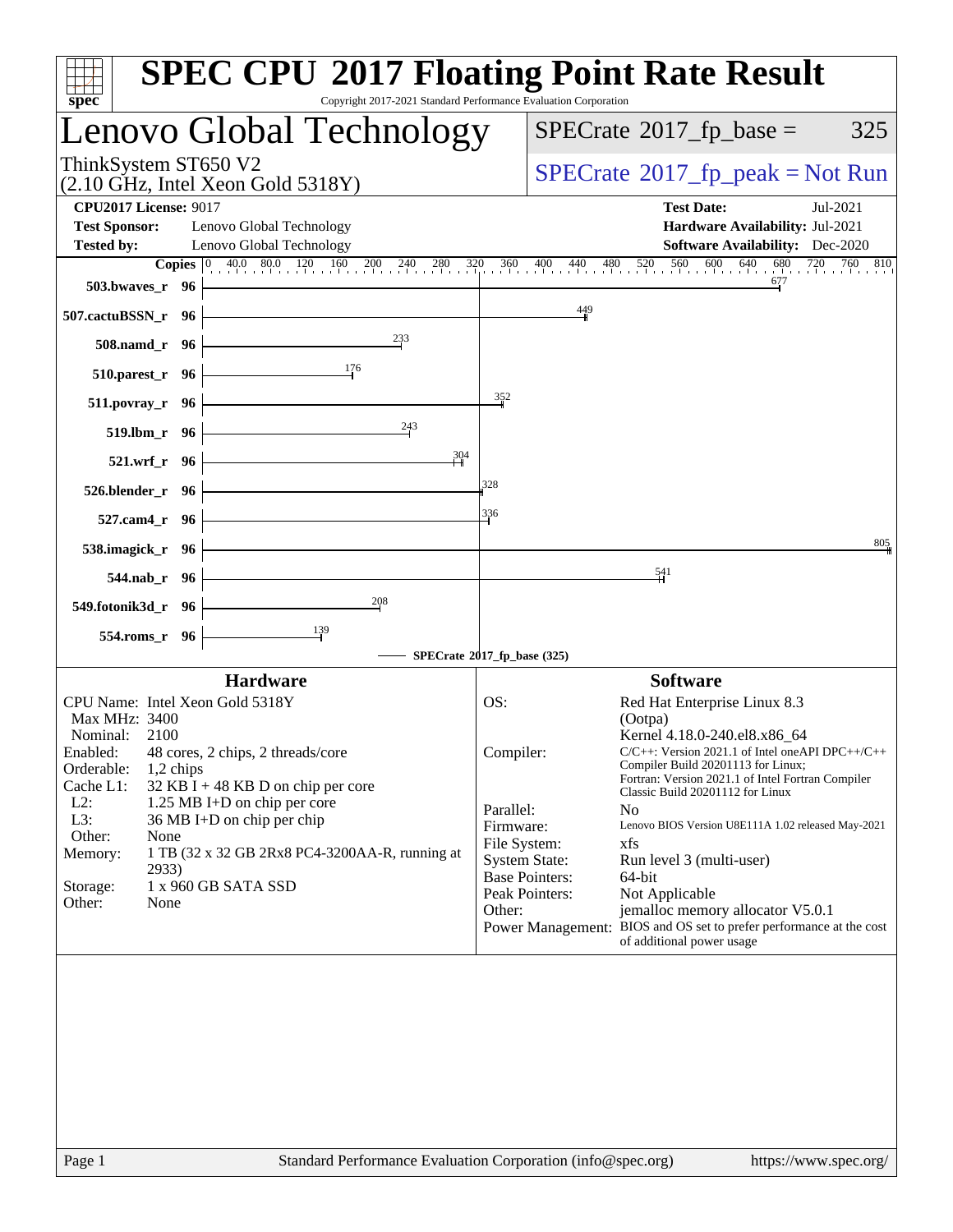# SPEC CPU 2017 Floating Point Rate Result

Copyright 2017-2021 Standard Performance Evaluation Corporation

## Lenovo Global Technology

ThinkSystem ST650 V2
(2.10 GHz, Intel Xeon Gold 5318Y)

SPECrate 2017_fp_base = 325

SPECrate 2017_fp_peak = Not Run

**CPU2017 License:** 9017
**Test Sponsor:** Lenovo Global Technology
**Tested by:** Lenovo Global Technology

**Test Date:** Jul-2021
**Hardware Availability:** Jul-2021
**Software Availability:** Dec-2020

| Benchmark | Copies | SPECrate 2017_fp_base |
|---|---|---|
| 503.bwaves_r | 96 | 677 |
| 507.cactuBSSN_r | 96 | 449 |
| 508.namd_r | 96 | 233 |
| 510.parest_r | 96 | 176 |
| 511.povray_r | 96 | 352 |
| 519.lbm_r | 96 | 243 |
| 521.wrf_r | 96 | 304 |
| 526.blender_r | 96 | 328 |
| 527.cam4_r | 96 | 336 |
| 538.imagick_r | 96 | 805 |
| 544.nab_r | 96 | 541 |
| 549.fotonik3d_r | 96 | 208 |
| 554.roms_r | 96 | 139 |

SPECrate 2017_fp_base (325)

### Hardware

- CPU Name: Intel Xeon Gold 5318Y
- Max MHz: 3400
- Nominal: 2100
- Enabled: 48 cores, 2 chips, 2 threads/core
- Orderable: 1,2 chips
- Cache L1: 32 KB I + 48 KB D on chip per core
- L2: 1.25 MB I+D on chip per core
- L3: 36 MB I+D on chip per chip
- Other: None
- Memory: 1 TB (32 x 32 GB 2Rx8 PC4-3200AA-R, running at 2933)
- Storage: 1 x 960 GB SATA SSD
- Other: None

### Software

- OS: Red Hat Enterprise Linux 8.3 (Ootpa) Kernel 4.18.0-240.el8.x86_64
- Compiler: C/C++: Version 2021.1 of Intel oneAPI DPC++/C++ Compiler Build 20201113 for Linux; Fortran: Version 2021.1 of Intel Fortran Compiler Classic Build 20201112 for Linux
- Parallel: No
- Firmware: Lenovo BIOS Version U8E111A 1.02 released May-2021
- File System: xfs
- System State: Run level 3 (multi-user)
- Base Pointers: 64-bit
- Peak Pointers: Not Applicable
- Other: jemalloc memory allocator V5.0.1
- Power Management: BIOS and OS set to prefer performance at the cost of additional power usage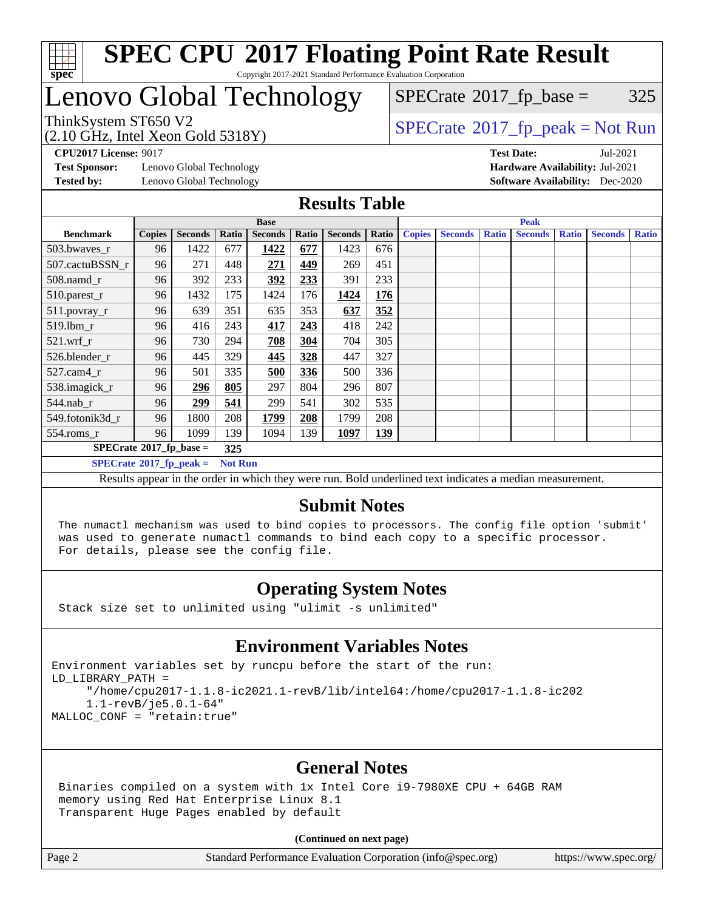# SPEC CPU 2017 Floating Point Rate Result

Copyright 2017-2021 Standard Performance Evaluation Corporation

## Lenovo Global Technology

ThinkSystem ST650 V2
(2.10 GHz, Intel Xeon Gold 5318Y)

SPECrate 2017_fp_base = 325

SPECrate 2017_fp_peak = Not Run

**CPU2017 License:** 9017
**Test Sponsor:** Lenovo Global Technology
**Tested by:** Lenovo Global Technology

**Test Date:** Jul-2021
**Hardware Availability:** Jul-2021
**Software Availability:** Dec-2020

## Results Table

| Benchmark | Base | | | | | | | Peak | | | | | | |
|---|---|---|---|---|---|---|---|---|---|---|---|---|---|---|
| | Copies | Seconds | Ratio | Seconds | Ratio | Seconds | Ratio | Copies | Seconds | Ratio | Seconds | Ratio | Seconds | Ratio |
| 503.bwaves_r | 96 | 1422 | 677 | **1422** | **677** | 1423 | 676 | | | | | | | |
| 507.cactuBSSN_r | 96 | 271 | 448 | **271** | **449** | 269 | 451 | | | | | | | |
| 508.namd_r | 96 | 392 | 233 | **392** | **233** | 391 | 233 | | | | | | | |
| 510.parest_r | 96 | 1432 | 175 | 1424 | 176 | **1424** | **176** | | | | | | | |
| 511.povray_r | 96 | 639 | 351 | 635 | 353 | **637** | **352** | | | | | | | |
| 519.lbm_r | 96 | 416 | 243 | **417** | **243** | 418 | 242 | | | | | | | |
| 521.wrf_r | 96 | 730 | 294 | **708** | **304** | 704 | 305 | | | | | | | |
| 526.blender_r | 96 | 445 | 329 | **445** | **328** | 447 | 327 | | | | | | | |
| 527.cam4_r | 96 | 501 | 335 | **500** | **336** | 500 | 336 | | | | | | | |
| 538.imagick_r | 96 | **296** | **805** | 297 | 804 | 296 | 807 | | | | | | | |
| 544.nab_r | 96 | **299** | **541** | 299 | 541 | 302 | 535 | | | | | | | |
| 549.fotonik3d_r | 96 | 1800 | 208 | **1799** | **208** | 1799 | 208 | | | | | | | |
| 554.roms_r | 96 | 1099 | 139 | 1094 | 139 | **1097** | **139** | | | | | | | |

**SPECrate 2017_fp_base = 325**

**SPECrate 2017_fp_peak = Not Run**

Results appear in the order in which they were run. Bold underlined text indicates a median measurement.

## Submit Notes

```
The numactl mechanism was used to bind copies to processors. The config file option 'submit'
was used to generate numactl commands to bind each copy to a specific processor.
For details, please see the config file.
```

## Operating System Notes

```
Stack size set to unlimited using "ulimit -s unlimited"
```

## Environment Variables Notes

```
Environment variables set by runcpu before the start of the run:
LD_LIBRARY_PATH =
     "/home/cpu2017-1.1.8-ic2021.1-revB/lib/intel64:/home/cpu2017-1.1.8-ic202
     1.1-revB/je5.0.1-64"
MALLOC_CONF = "retain:true"
```

## General Notes

```
Binaries compiled on a system with 1x Intel Core i9-7980XE CPU + 64GB RAM
memory using Red Hat Enterprise Linux 8.1
Transparent Huge Pages enabled by default
```

**(Continued on next page)**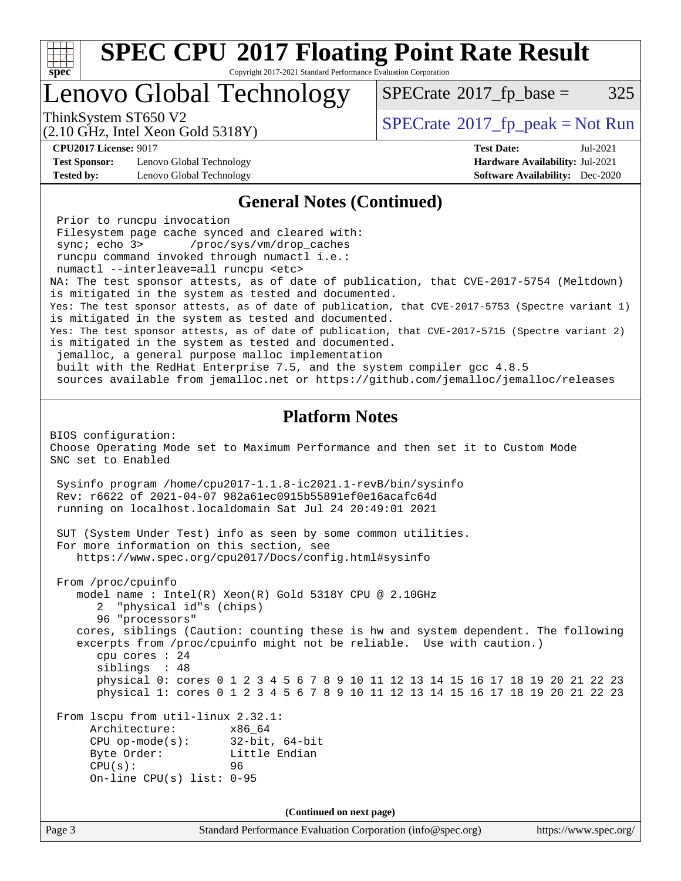## General Notes (Continued)

```
 Prior to runcpu invocation
 Filesystem page cache synced and cleared with:
 sync; echo 3>       /proc/sys/vm/drop_caches
 runcpu command invoked through numactl i.e.:
 numactl --interleave=all runcpu <etc>
NA: The test sponsor attests, as of date of publication, that CVE-2017-5754 (Meltdown)
is mitigated in the system as tested and documented.
Yes: The test sponsor attests, as of date of publication, that CVE-2017-5753 (Spectre variant 1)
is mitigated in the system as tested and documented.
Yes: The test sponsor attests, as of date of publication, that CVE-2017-5715 (Spectre variant 2)
is mitigated in the system as tested and documented.
 jemalloc, a general purpose malloc implementation
 built with the RedHat Enterprise 7.5, and the system compiler gcc 4.8.5
 sources available from jemalloc.net or https://github.com/jemalloc/jemalloc/releases
```

## Platform Notes

```
BIOS configuration:
Choose Operating Mode set to Maximum Performance and then set it to Custom Mode
SNC set to Enabled

 Sysinfo program /home/cpu2017-1.1.8-ic2021.1-revB/bin/sysinfo
 Rev: r6622 of 2021-04-07 982a61ec0915b55891ef0e16acafc64d
 running on localhost.localdomain Sat Jul 24 20:49:01 2021

 SUT (System Under Test) info as seen by some common utilities.
 For more information on this section, see
    https://www.spec.org/cpu2017/Docs/config.html#sysinfo

 From /proc/cpuinfo
    model name : Intel(R) Xeon(R) Gold 5318Y CPU @ 2.10GHz
       2  "physical id"s (chips)
       96 "processors"
    cores, siblings (Caution: counting these is hw and system dependent. The following
    excerpts from /proc/cpuinfo might not be reliable.  Use with caution.)
       cpu cores : 24
       siblings  : 48
       physical 0: cores 0 1 2 3 4 5 6 7 8 9 10 11 12 13 14 15 16 17 18 19 20 21 22 23
       physical 1: cores 0 1 2 3 4 5 6 7 8 9 10 11 12 13 14 15 16 17 18 19 20 21 22 23

 From lscpu from util-linux 2.32.1:
      Architecture:        x86_64
      CPU op-mode(s):      32-bit, 64-bit
      Byte Order:          Little Endian
      CPU(s):              96
      On-line CPU(s) list: 0-95
```

(Continued on next page)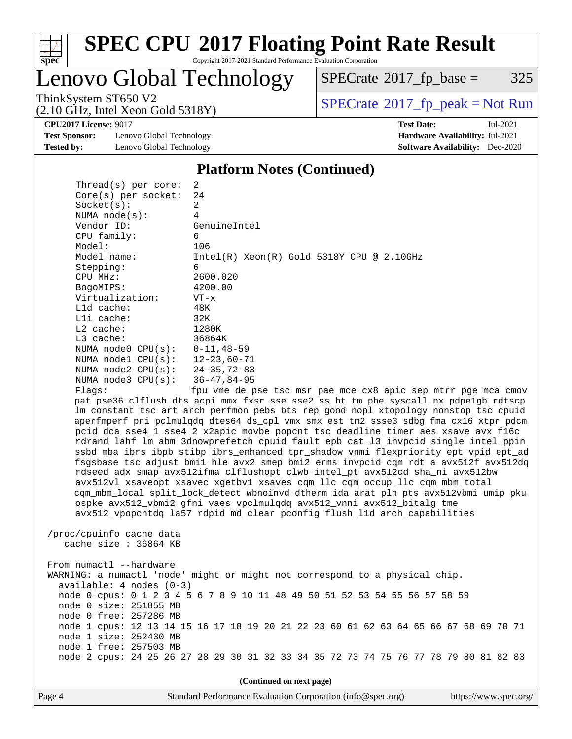## Platform Notes (Continued)

```
Thread(s) per core:   2
Core(s) per socket:   24
Socket(s):            2
NUMA node(s):         4
Vendor ID:            GenuineIntel
CPU family:           6
Model:                106
Model name:           Intel(R) Xeon(R) Gold 5318Y CPU @ 2.10GHz
Stepping:             6
CPU MHz:              2600.020
BogoMIPS:             4200.00
Virtualization:       VT-x
L1d cache:            48K
L1i cache:            32K
L2 cache:             1280K
L3 cache:             36864K
NUMA node0 CPU(s):    0-11,48-59
NUMA node1 CPU(s):    12-23,60-71
NUMA node2 CPU(s):    24-35,72-83
NUMA node3 CPU(s):    36-47,84-95
Flags:                fpu vme de pse tsc msr pae mce cx8 apic sep mtrr pge mca cmov
pat pse36 clflush dts acpi mmx fxsr sse sse2 ss ht tm pbe syscall nx pdpe1gb rdtscp
lm constant_tsc art arch_perfmon pebs bts rep_good nopl xtopology nonstop_tsc cpuid
aperfmperf pni pclmulqdq dtes64 ds_cpl vmx smx est tm2 ssse3 sdbg fma cx16 xtpr pdcm
pcid dca sse4_1 sse4_2 x2apic movbe popcnt tsc_deadline_timer aes xsave avx f16c
rdrand lahf_lm abm 3dnowprefetch cpuid_fault epb cat_l3 invpcid_single intel_ppin
ssbd mba ibrs ibpb stibp ibrs_enhanced tpr_shadow vnmi flexpriority ept vpid ept_ad
fsgsbase tsc_adjust bmi1 hle avx2 smep bmi2 erms invpcid cqm rdt_a avx512f avx512dq
rdseed adx smap avx512ifma clflushopt clwb intel_pt avx512cd sha_ni avx512bw
avx512vl xsaveopt xsavec xgetbv1 xsaves cqm_llc cqm_occup_llc cqm_mbm_total
cqm_mbm_local split_lock_detect wbnoinvd dtherm ida arat pln pts avx512vbmi umip pku
ospke avx512_vbmi2 gfni vaes vpclmulqdq avx512_vnni avx512_bitalg tme
avx512_vpopcntdq la57 rdpid md_clear pconfig flush_l1d arch_capabilities

/proc/cpuinfo cache data
   cache size : 36864 KB

From numactl --hardware
WARNING: a numactl 'node' might or might not correspond to a physical chip.
  available: 4 nodes (0-3)
  node 0 cpus: 0 1 2 3 4 5 6 7 8 9 10 11 48 49 50 51 52 53 54 55 56 57 58 59
  node 0 size: 251855 MB
  node 0 free: 257286 MB
  node 1 cpus: 12 13 14 15 16 17 18 19 20 21 22 23 60 61 62 63 64 65 66 67 68 69 70 71
  node 1 size: 252430 MB
  node 1 free: 257503 MB
  node 2 cpus: 24 25 26 27 28 29 30 31 32 33 34 35 72 73 74 75 76 77 78 79 80 81 82 83
```

(Continued on next page)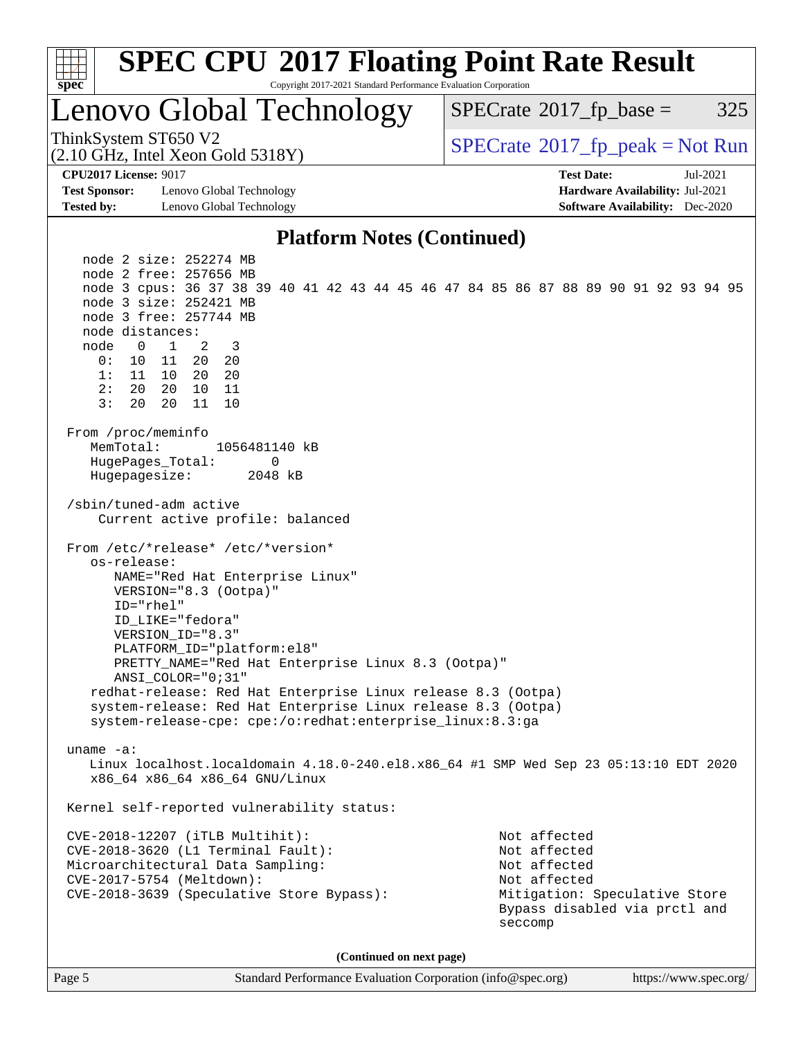## Platform Notes (Continued)

```
  node 2 size: 252274 MB
  node 2 free: 257656 MB
  node 3 cpus: 36 37 38 39 40 41 42 43 44 45 46 47 84 85 86 87 88 89 90 91 92 93 94 95
  node 3 size: 252421 MB
  node 3 free: 257744 MB
  node distances:
  node   0   1   2   3
    0:  10  11  20  20
    1:  11  10  20  20
    2:  20  20  10  11
    3:  20  20  11  10

From /proc/meminfo
   MemTotal:       1056481140 kB
   HugePages_Total:       0
   Hugepagesize:       2048 kB

/sbin/tuned-adm active
    Current active profile: balanced

From /etc/*release* /etc/*version*
   os-release:
      NAME="Red Hat Enterprise Linux"
      VERSION="8.3 (Ootpa)"
      ID="rhel"
      ID_LIKE="fedora"
      VERSION_ID="8.3"
      PLATFORM_ID="platform:el8"
      PRETTY_NAME="Red Hat Enterprise Linux 8.3 (Ootpa)"
      ANSI_COLOR="0;31"
   redhat-release: Red Hat Enterprise Linux release 8.3 (Ootpa)
   system-release: Red Hat Enterprise Linux release 8.3 (Ootpa)
   system-release-cpe: cpe:/o:redhat:enterprise_linux:8.3:ga

uname -a:
   Linux localhost.localdomain 4.18.0-240.el8.x86_64 #1 SMP Wed Sep 23 05:13:10 EDT 2020
   x86_64 x86_64 x86_64 GNU/Linux

Kernel self-reported vulnerability status:

CVE-2018-12207 (iTLB Multihit):                          Not affected
CVE-2018-3620 (L1 Terminal Fault):                       Not affected
Microarchitectural Data Sampling:                        Not affected
CVE-2017-5754 (Meltdown):                                Not affected
CVE-2018-3639 (Speculative Store Bypass):                Mitigation: Speculative Store
                                                         Bypass disabled via prctl and
                                                         seccomp
```

(Continued on next page)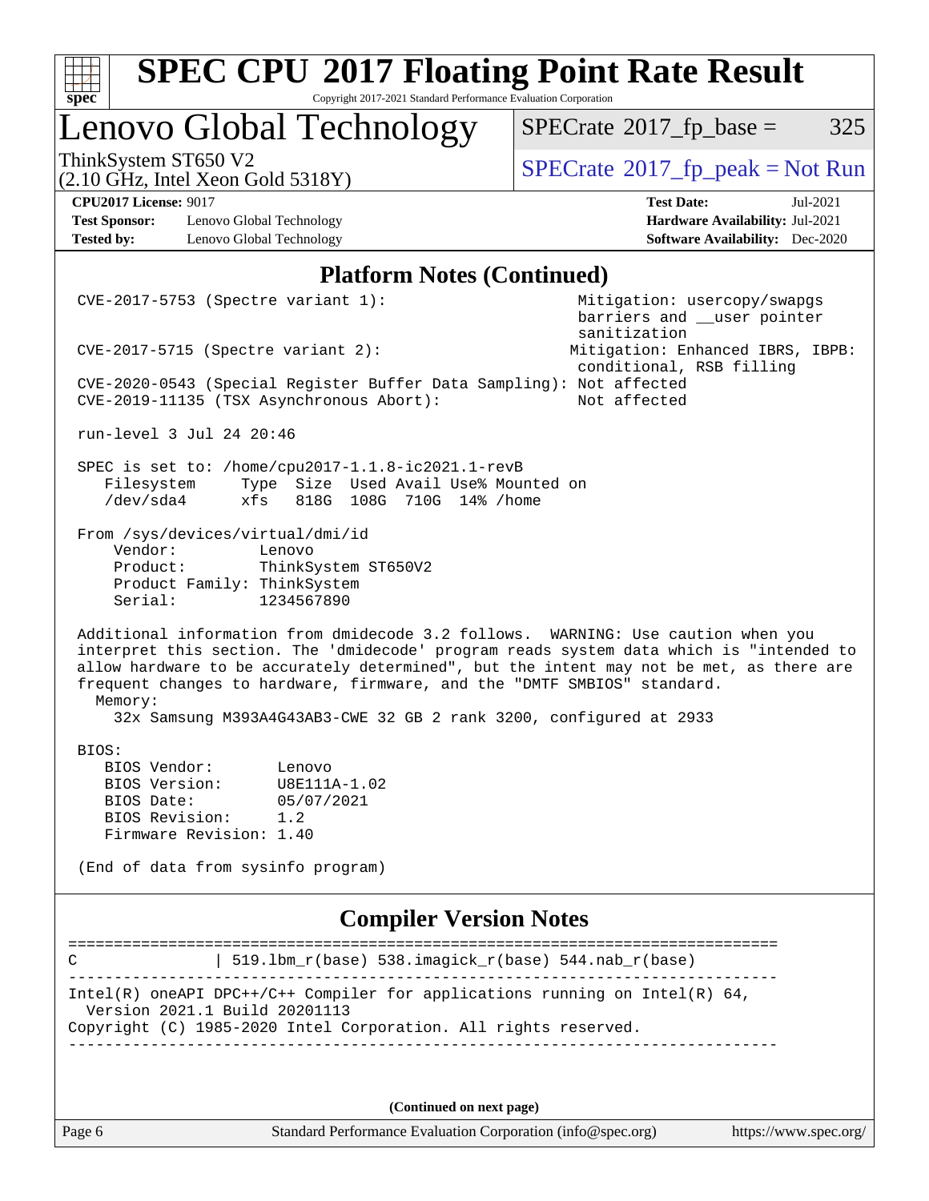# SPEC CPU 2017 Floating Point Rate Result

Copyright 2017-2021 Standard Performance Evaluation Corporation

## Lenovo Global Technology

ThinkSystem ST650 V2
(2.10 GHz, Intel Xeon Gold 5318Y)

SPECrate 2017_fp_base = 325

SPECrate 2017_fp_peak = Not Run

**CPU2017 License:** 9017
**Test Sponsor:** Lenovo Global Technology
**Tested by:** Lenovo Global Technology

**Test Date:** Jul-2021
**Hardware Availability:** Jul-2021
**Software Availability:** Dec-2020

## Platform Notes (Continued)

```
CVE-2017-5753 (Spectre variant 1):                         Mitigation: usercopy/swapgs
                                                            barriers and __user pointer
                                                            sanitization
CVE-2017-5715 (Spectre variant 2):                         Mitigation: Enhanced IBRS, IBPB:
                                                            conditional, RSB filling
CVE-2020-0543 (Special Register Buffer Data Sampling): Not affected
CVE-2019-11135 (TSX Asynchronous Abort):                   Not affected

run-level 3 Jul 24 20:46

SPEC is set to: /home/cpu2017-1.1.8-ic2021.1-revB
   Filesystem     Type  Size  Used Avail Use% Mounted on
   /dev/sda4      xfs   818G  108G  710G  14% /home

From /sys/devices/virtual/dmi/id
    Vendor:         Lenovo
    Product:        ThinkSystem ST650V2
    Product Family: ThinkSystem
    Serial:         1234567890

Additional information from dmidecode 3.2 follows.  WARNING: Use caution when you
interpret this section. The 'dmidecode' program reads system data which is "intended to
allow hardware to be accurately determined", but the intent may not be met, as there are
frequent changes to hardware, firmware, and the "DMTF SMBIOS" standard.
  Memory:
    32x Samsung M393A4G43AB3-CWE 32 GB 2 rank 3200, configured at 2933

BIOS:
   BIOS Vendor:       Lenovo
   BIOS Version:      U8E111A-1.02
   BIOS Date:         05/07/2021
   BIOS Revision:     1.2
   Firmware Revision: 1.40

(End of data from sysinfo program)
```

## Compiler Version Notes

```
==============================================================================
C               | 519.lbm_r(base) 538.imagick_r(base) 544.nab_r(base)
------------------------------------------------------------------------------
Intel(R) oneAPI DPC++/C++ Compiler for applications running on Intel(R) 64,
  Version 2021.1 Build 20201113
Copyright (C) 1985-2020 Intel Corporation. All rights reserved.
------------------------------------------------------------------------------
```

**(Continued on next page)**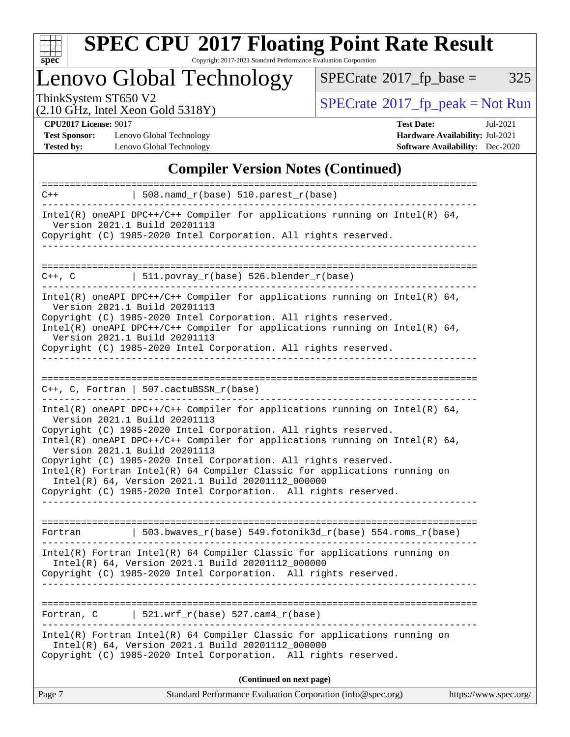## Compiler Version Notes (Continued)

```
==============================================================================
C++             | 508.namd_r(base) 510.parest_r(base)
------------------------------------------------------------------------------
Intel(R) oneAPI DPC++/C++ Compiler for applications running on Intel(R) 64,
  Version 2021.1 Build 20201113
Copyright (C) 1985-2020 Intel Corporation. All rights reserved.
------------------------------------------------------------------------------

==============================================================================
C++, C          | 511.povray_r(base) 526.blender_r(base)
------------------------------------------------------------------------------
Intel(R) oneAPI DPC++/C++ Compiler for applications running on Intel(R) 64,
  Version 2021.1 Build 20201113
Copyright (C) 1985-2020 Intel Corporation. All rights reserved.
Intel(R) oneAPI DPC++/C++ Compiler for applications running on Intel(R) 64,
  Version 2021.1 Build 20201113
Copyright (C) 1985-2020 Intel Corporation. All rights reserved.
------------------------------------------------------------------------------

==============================================================================
C++, C, Fortran | 507.cactuBSSN_r(base)
------------------------------------------------------------------------------
Intel(R) oneAPI DPC++/C++ Compiler for applications running on Intel(R) 64,
  Version 2021.1 Build 20201113
Copyright (C) 1985-2020 Intel Corporation. All rights reserved.
Intel(R) oneAPI DPC++/C++ Compiler for applications running on Intel(R) 64,
  Version 2021.1 Build 20201113
Copyright (C) 1985-2020 Intel Corporation. All rights reserved.
Intel(R) Fortran Intel(R) 64 Compiler Classic for applications running on
  Intel(R) 64, Version 2021.1 Build 20201112_000000
Copyright (C) 1985-2020 Intel Corporation.  All rights reserved.
------------------------------------------------------------------------------

==============================================================================
Fortran         | 503.bwaves_r(base) 549.fotonik3d_r(base) 554.roms_r(base)
------------------------------------------------------------------------------
Intel(R) Fortran Intel(R) 64 Compiler Classic for applications running on
  Intel(R) 64, Version 2021.1 Build 20201112_000000
Copyright (C) 1985-2020 Intel Corporation.  All rights reserved.
------------------------------------------------------------------------------

==============================================================================
Fortran, C      | 521.wrf_r(base) 527.cam4_r(base)
------------------------------------------------------------------------------
Intel(R) Fortran Intel(R) 64 Compiler Classic for applications running on
  Intel(R) 64, Version 2021.1 Build 20201112_000000
Copyright (C) 1985-2020 Intel Corporation.  All rights reserved.
```

**(Continued on next page)**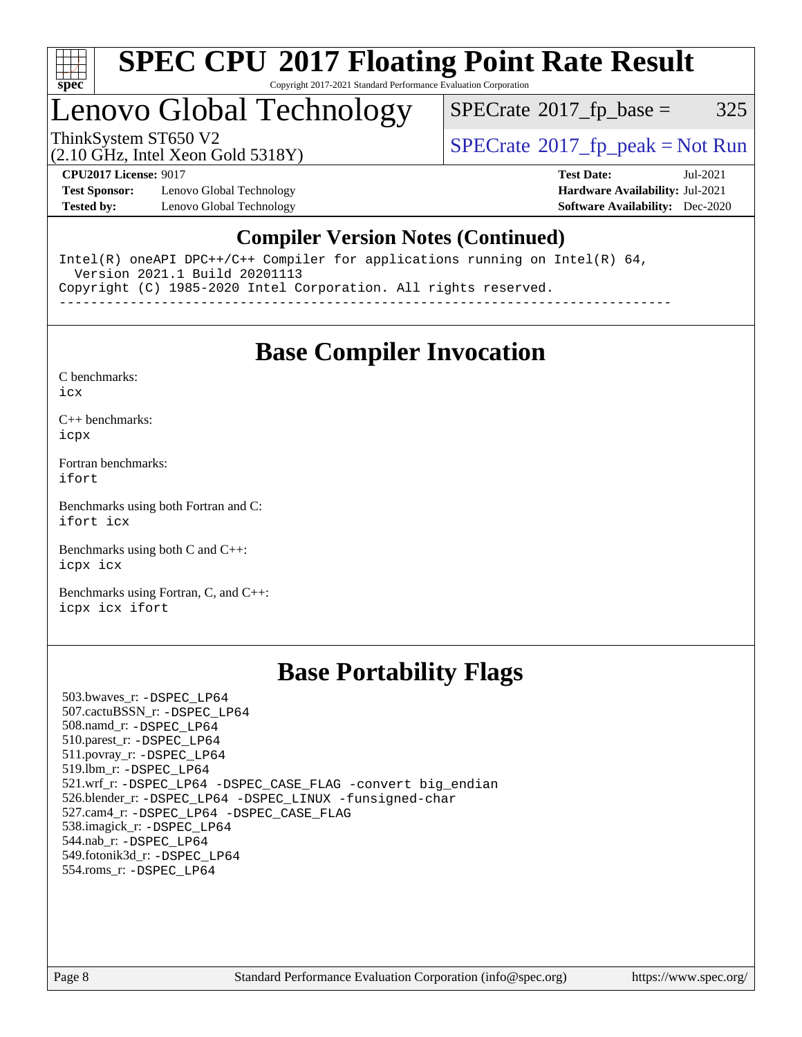# SPEC CPU 2017 Floating Point Rate Result

Copyright 2017-2021 Standard Performance Evaluation Corporation

## Lenovo Global Technology

ThinkSystem ST650 V2
(2.10 GHz, Intel Xeon Gold 5318Y)

SPECrate 2017_fp_base = 325

SPECrate 2017_fp_peak = Not Run

**CPU2017 License:** 9017
**Test Sponsor:** Lenovo Global Technology
**Tested by:** Lenovo Global Technology

**Test Date:** Jul-2021
**Hardware Availability:** Jul-2021
**Software Availability:** Dec-2020

## Compiler Version Notes (Continued)

```
Intel(R) oneAPI DPC++/C++ Compiler for applications running on Intel(R) 64,
  Version 2021.1 Build 20201113
Copyright (C) 1985-2020 Intel Corporation. All rights reserved.
------------------------------------------------------------------------------
```

## Base Compiler Invocation

C benchmarks:
`icx`

C++ benchmarks:
`icpx`

Fortran benchmarks:
`ifort`

Benchmarks using both Fortran and C:
`ifort icx`

Benchmarks using both C and C++:
`icpx icx`

Benchmarks using Fortran, C, and C++:
`icpx icx ifort`

## Base Portability Flags

503.bwaves_r: -DSPEC_LP64
507.cactuBSSN_r: -DSPEC_LP64
508.namd_r: -DSPEC_LP64
510.parest_r: -DSPEC_LP64
511.povray_r: -DSPEC_LP64
519.lbm_r: -DSPEC_LP64
521.wrf_r: -DSPEC_LP64 -DSPEC_CASE_FLAG -convert big_endian
526.blender_r: -DSPEC_LP64 -DSPEC_LINUX -funsigned-char
527.cam4_r: -DSPEC_LP64 -DSPEC_CASE_FLAG
538.imagick_r: -DSPEC_LP64
544.nab_r: -DSPEC_LP64
549.fotonik3d_r: -DSPEC_LP64
554.roms_r: -DSPEC_LP64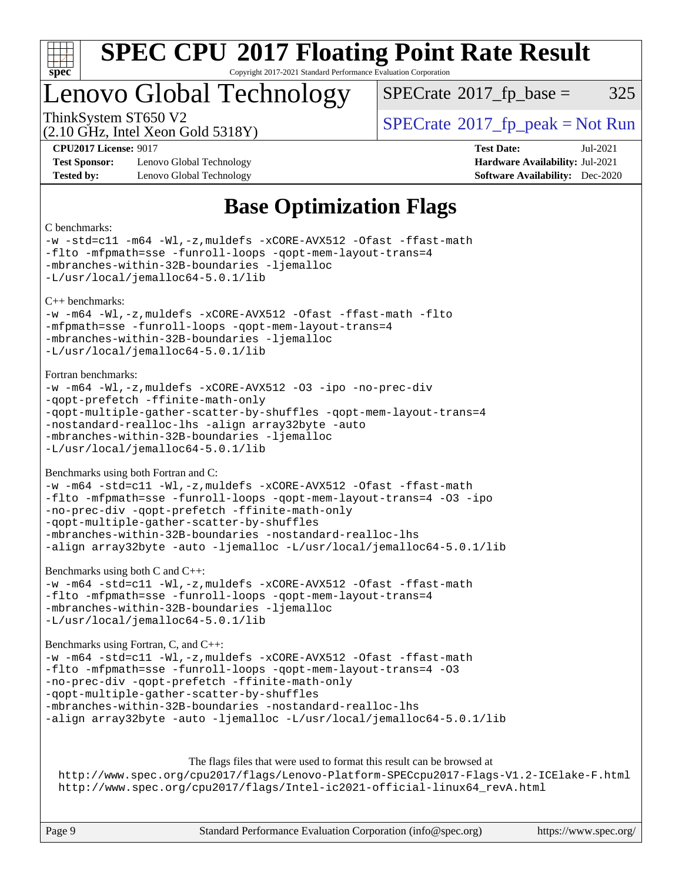# SPEC CPU 2017 Floating Point Rate Result

Copyright 2017-2021 Standard Performance Evaluation Corporation

## Lenovo Global Technology

ThinkSystem ST650 V2
(2.10 GHz, Intel Xeon Gold 5318Y)

SPECrate 2017_fp_base = 325

SPECrate 2017_fp_peak = Not Run

**CPU2017 License:** 9017
**Test Sponsor:** Lenovo Global Technology
**Tested by:** Lenovo Global Technology

**Test Date:** Jul-2021
**Hardware Availability:** Jul-2021
**Software Availability:** Dec-2020

# Base Optimization Flags

C benchmarks:

```
-w -std=c11 -m64 -Wl,-z,muldefs -xCORE-AVX512 -Ofast -ffast-math
-flto -mfpmath=sse -funroll-loops -qopt-mem-layout-trans=4
-mbranches-within-32B-boundaries -ljemalloc
-L/usr/local/jemalloc64-5.0.1/lib
```

C++ benchmarks:

```
-w -m64 -Wl,-z,muldefs -xCORE-AVX512 -Ofast -ffast-math -flto
-mfpmath=sse -funroll-loops -qopt-mem-layout-trans=4
-mbranches-within-32B-boundaries -ljemalloc
-L/usr/local/jemalloc64-5.0.1/lib
```

Fortran benchmarks:

```
-w -m64 -Wl,-z,muldefs -xCORE-AVX512 -O3 -ipo -no-prec-div
-qopt-prefetch -ffinite-math-only
-qopt-multiple-gather-scatter-by-shuffles -qopt-mem-layout-trans=4
-nostandard-realloc-lhs -align array32byte -auto
-mbranches-within-32B-boundaries -ljemalloc
-L/usr/local/jemalloc64-5.0.1/lib
```

Benchmarks using both Fortran and C:

```
-w -m64 -std=c11 -Wl,-z,muldefs -xCORE-AVX512 -Ofast -ffast-math
-flto -mfpmath=sse -funroll-loops -qopt-mem-layout-trans=4 -O3 -ipo
-no-prec-div -qopt-prefetch -ffinite-math-only
-qopt-multiple-gather-scatter-by-shuffles
-mbranches-within-32B-boundaries -nostandard-realloc-lhs
-align array32byte -auto -ljemalloc -L/usr/local/jemalloc64-5.0.1/lib
```

Benchmarks using both C and C++:

```
-w -m64 -std=c11 -Wl,-z,muldefs -xCORE-AVX512 -Ofast -ffast-math
-flto -mfpmath=sse -funroll-loops -qopt-mem-layout-trans=4
-mbranches-within-32B-boundaries -ljemalloc
-L/usr/local/jemalloc64-5.0.1/lib
```

Benchmarks using Fortran, C, and C++:

```
-w -m64 -std=c11 -Wl,-z,muldefs -xCORE-AVX512 -Ofast -ffast-math
-flto -mfpmath=sse -funroll-loops -qopt-mem-layout-trans=4 -O3
-no-prec-div -qopt-prefetch -ffinite-math-only
-qopt-multiple-gather-scatter-by-shuffles
-mbranches-within-32B-boundaries -nostandard-realloc-lhs
-align array32byte -auto -ljemalloc -L/usr/local/jemalloc64-5.0.1/lib
```

The flags files that were used to format this result can be browsed at

http://www.spec.org/cpu2017/flags/Lenovo-Platform-SPECcpu2017-Flags-V1.2-ICElake-F.html
http://www.spec.org/cpu2017/flags/Intel-ic2021-official-linux64_revA.html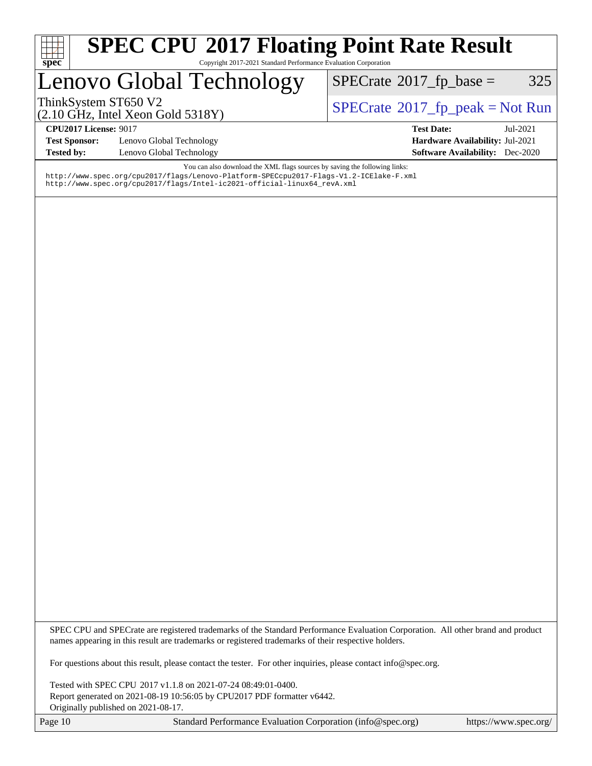You can also download the XML flags sources by saving the following links:

http://www.spec.org/cpu2017/flags/Lenovo-Platform-SPECcpu2017-Flags-V1.2-ICElake-F.xml
http://www.spec.org/cpu2017/flags/Intel-ic2021-official-linux64_revA.xml

SPEC CPU and SPECrate are registered trademarks of the Standard Performance Evaluation Corporation. All other brand and product names appearing in this result are trademarks or registered trademarks of their respective holders.

For questions about this result, please contact the tester. For other inquiries, please contact info@spec.org.

Tested with SPEC CPU 2017 v1.1.8 on 2021-07-24 08:49:01-0400.
Report generated on 2021-08-19 10:56:05 by CPU2017 PDF formatter v6442.
Originally published on 2021-08-17.